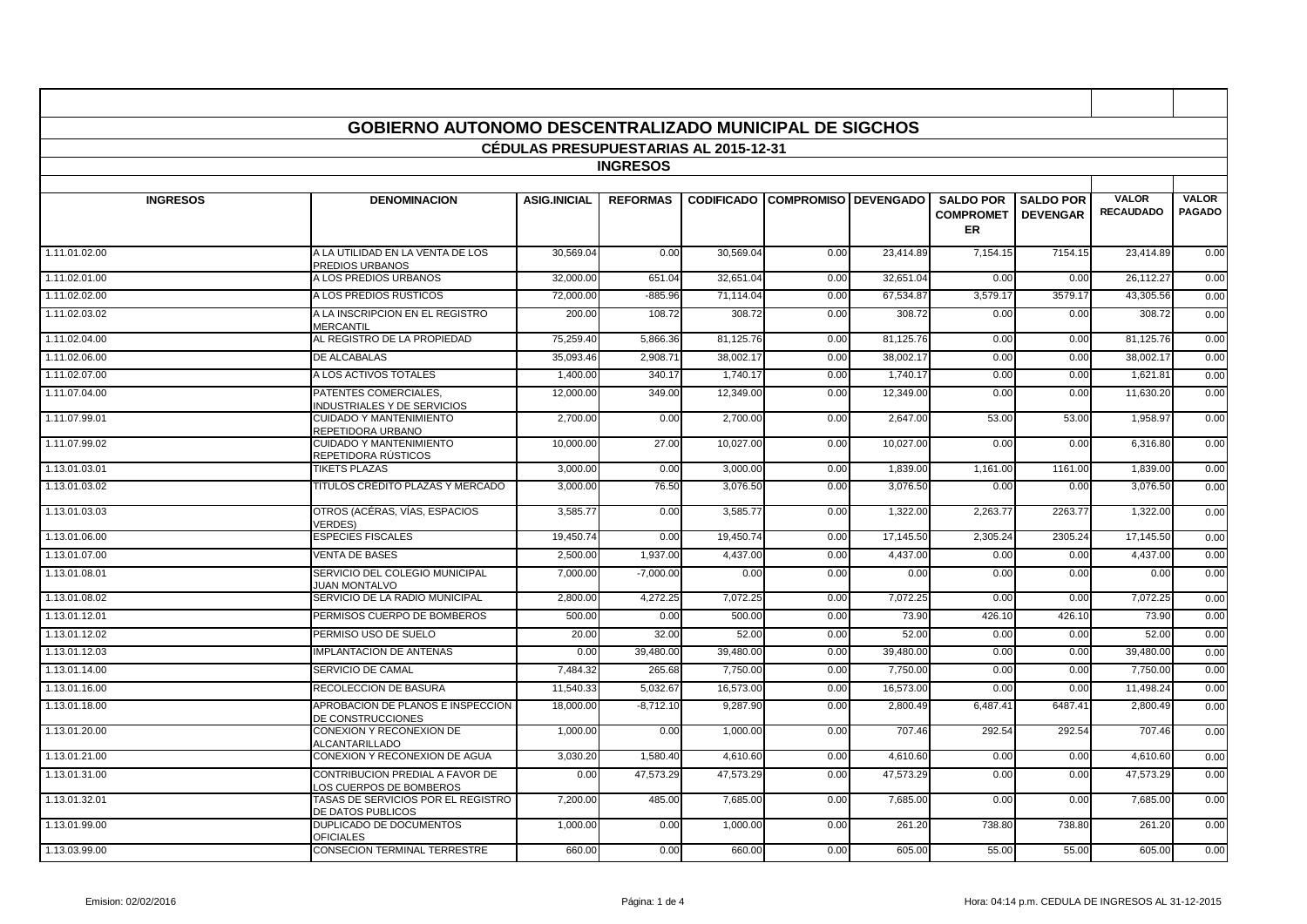# GOBIERNO AUTONOMO DESCENTRALIZADO MUNICIPAL DE SIGCHOS

## CÉDULAS PRESUPUESTARIAS AL 2015-12-31

### INGRESOS

| INGRESOS | DENOMINACION | ASIG.INICIAL | REFORMAS | CODIFICADO | COMPROMISO | DEVENGADO | SALDO POR COMPROMETER | SALDO POR DEVENGAR | VALOR RECAUDADO | VALOR PAGADO |
|---|---|---|---|---|---|---|---|---|---|---|
| 1.11.01.02.00 | A LA UTILIDAD EN LA VENTA DE LOS PREDIOS URBANOS | 30,569.04 | 0.00 | 30,569.04 | 0.00 | 23,414.89 | 7,154.15 | 7154.15 | 23,414.89 | 0.00 |
| 1.11.02.01.00 | A LOS PREDIOS URBANOS | 32,000.00 | 651.04 | 32,651.04 | 0.00 | 32,651.04 | 0.00 | 0.00 | 26,112.27 | 0.00 |
| 1.11.02.02.00 | A LOS PREDIOS RUSTICOS | 72,000.00 | -885.96 | 71,114.04 | 0.00 | 67,534.87 | 3,579.17 | 3579.17 | 43,305.56 | 0.00 |
| 1.11.02.03.02 | A LA INSCRIPCION EN EL REGISTRO MERCANTIL | 200.00 | 108.72 | 308.72 | 0.00 | 308.72 | 0.00 | 0.00 | 308.72 | 0.00 |
| 1.11.02.04.00 | AL REGISTRO DE LA PROPIEDAD | 75,259.40 | 5,866.36 | 81,125.76 | 0.00 | 81,125.76 | 0.00 | 0.00 | 81,125.76 | 0.00 |
| 1.11.02.06.00 | DE ALCABALAS | 35,093.46 | 2,908.71 | 38,002.17 | 0.00 | 38,002.17 | 0.00 | 0.00 | 38,002.17 | 0.00 |
| 1.11.02.07.00 | A LOS ACTIVOS TOTALES | 1,400.00 | 340.17 | 1,740.17 | 0.00 | 1,740.17 | 0.00 | 0.00 | 1,621.81 | 0.00 |
| 1.11.07.04.00 | PATENTES COMERCIALES, INDUSTRIALES Y DE SERVICIOS | 12,000.00 | 349.00 | 12,349.00 | 0.00 | 12,349.00 | 0.00 | 0.00 | 11,630.20 | 0.00 |
| 1.11.07.99.01 | CUIDADO Y MANTENIMIENTO REPETIDORA URBANO | 2,700.00 | 0.00 | 2,700.00 | 0.00 | 2,647.00 | 53.00 | 53.00 | 1,958.97 | 0.00 |
| 1.11.07.99.02 | CUIDADO Y MANTENIMIENTO REPETIDORA RÚSTICOS | 10,000.00 | 27.00 | 10,027.00 | 0.00 | 10,027.00 | 0.00 | 0.00 | 6,316.80 | 0.00 |
| 1.13.01.03.01 | TIKETS PLAZAS | 3,000.00 | 0.00 | 3,000.00 | 0.00 | 1,839.00 | 1,161.00 | 1161.00 | 1,839.00 | 0.00 |
| 1.13.01.03.02 | TITULOS CRÉDITO PLAZAS Y MERCADO | 3,000.00 | 76.50 | 3,076.50 | 0.00 | 3,076.50 | 0.00 | 0.00 | 3,076.50 | 0.00 |
| 1.13.01.03.03 | OTROS (ACÉRAS, VÍAS, ESPACIOS VERDES) | 3,585.77 | 0.00 | 3,585.77 | 0.00 | 1,322.00 | 2,263.77 | 2263.77 | 1,322.00 | 0.00 |
| 1.13.01.06.00 | ESPECIES FISCALES | 19,450.74 | 0.00 | 19,450.74 | 0.00 | 17,145.50 | 2,305.24 | 2305.24 | 17,145.50 | 0.00 |
| 1.13.01.07.00 | VENTA DE BASES | 2,500.00 | 1,937.00 | 4,437.00 | 0.00 | 4,437.00 | 0.00 | 0.00 | 4,437.00 | 0.00 |
| 1.13.01.08.01 | SERVICIO DEL COLEGIO MUNICIPAL JUAN MONTALVO | 7,000.00 | -7,000.00 | 0.00 | 0.00 | 0.00 | 0.00 | 0.00 | 0.00 | 0.00 |
| 1.13.01.08.02 | SERVICIO DE LA RADIO MUNICIPAL | 2,800.00 | 4,272.25 | 7,072.25 | 0.00 | 7,072.25 | 0.00 | 0.00 | 7,072.25 | 0.00 |
| 1.13.01.12.01 | PERMISOS CUERPO DE BOMBEROS | 500.00 | 0.00 | 500.00 | 0.00 | 73.90 | 426.10 | 426.10 | 73.90 | 0.00 |
| 1.13.01.12.02 | PERMISO USO DE SUELO | 20.00 | 32.00 | 52.00 | 0.00 | 52.00 | 0.00 | 0.00 | 52.00 | 0.00 |
| 1.13.01.12.03 | IMPLANTACION DE ANTENAS | 0.00 | 39,480.00 | 39,480.00 | 0.00 | 39,480.00 | 0.00 | 0.00 | 39,480.00 | 0.00 |
| 1.13.01.14.00 | SERVICIO DE CAMAL | 7,484.32 | 265.68 | 7,750.00 | 0.00 | 7,750.00 | 0.00 | 0.00 | 7,750.00 | 0.00 |
| 1.13.01.16.00 | RECOLECCION DE BASURA | 11,540.33 | 5,032.67 | 16,573.00 | 0.00 | 16,573.00 | 0.00 | 0.00 | 11,498.24 | 0.00 |
| 1.13.01.18.00 | APROBACION DE PLANOS E INSPECCION DE CONSTRUCCIONES | 18,000.00 | -8,712.10 | 9,287.90 | 0.00 | 2,800.49 | 6,487.41 | 6487.41 | 2,800.49 | 0.00 |
| 1.13.01.20.00 | CONEXION Y RECONEXION DE ALCANTARILLADO | 1,000.00 | 0.00 | 1,000.00 | 0.00 | 707.46 | 292.54 | 292.54 | 707.46 | 0.00 |
| 1.13.01.21.00 | CONEXION Y RECONEXION DE AGUA | 3,030.20 | 1,580.40 | 4,610.60 | 0.00 | 4,610.60 | 0.00 | 0.00 | 4,610.60 | 0.00 |
| 1.13.01.31.00 | CONTRIBUCION PREDIAL A FAVOR DE LOS CUERPOS DE BOMBEROS | 0.00 | 47,573.29 | 47,573.29 | 0.00 | 47,573.29 | 0.00 | 0.00 | 47,573.29 | 0.00 |
| 1.13.01.32.01 | TASAS DE SERVICIOS POR EL REGISTRO DE DATOS PUBLICOS | 7,200.00 | 485.00 | 7,685.00 | 0.00 | 7,685.00 | 0.00 | 0.00 | 7,685.00 | 0.00 |
| 1.13.01.99.00 | DUPLICADO DE DOCUMENTOS OFICIALES | 1,000.00 | 0.00 | 1,000.00 | 0.00 | 261.20 | 738.80 | 738.80 | 261.20 | 0.00 |
| 1.13.03.99.00 | CONSECION TERMINAL TERRESTRE | 660.00 | 0.00 | 660.00 | 0.00 | 605.00 | 55.00 | 55.00 | 605.00 | 0.00 |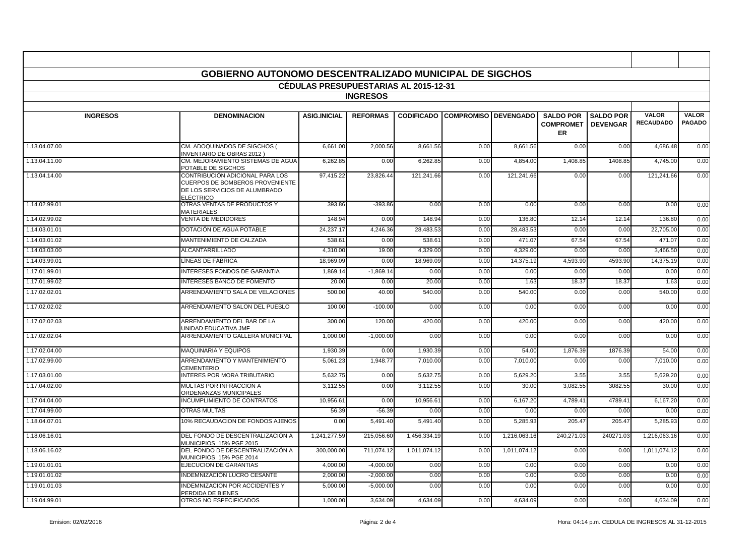# GOBIERNO AUTONOMO DESCENTRALIZADO MUNICIPAL DE SIGCHOS

## CÉDULAS PRESUPUESTARIAS AL 2015-12-31

### INGRESOS

| INGRESOS | DENOMINACION | ASIG.INICIAL | REFORMAS | CODIFICADO | COMPROMISO | DEVENGADO | SALDO POR COMPROMETER | SALDO POR DEVENGAR | VALOR RECAUDADO | VALOR PAGADO |
|---|---|---|---|---|---|---|---|---|---|---|
| 1.13.04.07.00 | CM. ADOQUINADOS DE SIGCHOS ( INVENTARIO DE OBRAS 2012 ) | 6,661.00 | 2,000.56 | 8,661.56 | 0.00 | 8,661.56 | 0.00 | 0.00 | 4,686.48 | 0.00 |
| 1.13.04.11.00 | CM. MEJORAMIENTO SISTEMAS DE AGUA POTABLE DE SIGCHOS | 6,262.85 | 0.00 | 6,262.85 | 0.00 | 4,854.00 | 1,408.85 | 1408.85 | 4,745.00 | 0.00 |
| 1.13.04.14.00 | CONTRIBUCIÓN ADICIONAL PARA LOS CUERPOS DE BOMBEROS PROVENIENTE DE LOS SERVICIOS DE ALUMBRADO ELÉCTRICO | 97,415.22 | 23,826.44 | 121,241.66 | 0.00 | 121,241.66 | 0.00 | 0.00 | 121,241.66 | 0.00 |
| 1.14.02.99.01 | OTRAS VENTAS DE PRODUCTOS Y MATERIALES | 393.86 | -393.86 | 0.00 | 0.00 | 0.00 | 0.00 | 0.00 | 0.00 | 0.00 |
| 1.14.02.99.02 | VENTA DE MEDIDORES | 148.94 | 0.00 | 148.94 | 0.00 | 136.80 | 12.14 | 12.14 | 136.80 | 0.00 |
| 1.14.03.01.01 | DOTACIÓN DE AGUA POTABLE | 24,237.17 | 4,246.36 | 28,483.53 | 0.00 | 28,483.53 | 0.00 | 0.00 | 22,705.00 | 0.00 |
| 1.14.03.01.02 | MANTENIMIENTO DE CALZADA | 538.61 | 0.00 | 538.61 | 0.00 | 471.07 | 67.54 | 67.54 | 471.07 | 0.00 |
| 1.14.03.03.00 | ALCANTARRILLADO | 4,310.00 | 19.00 | 4,329.00 | 0.00 | 4,329.00 | 0.00 | 0.00 | 3,466.50 | 0.00 |
| 1.14.03.99.01 | LÍNEAS DE FÁBRICA | 18,969.09 | 0.00 | 18,969.09 | 0.00 | 14,375.19 | 4,593.90 | 4593.90 | 14,375.19 | 0.00 |
| 1.17.01.99.01 | INTERESES FONDOS DE GARANTIA | 1,869.14 | -1,869.14 | 0.00 | 0.00 | 0.00 | 0.00 | 0.00 | 0.00 | 0.00 |
| 1.17.01.99.02 | INTERESES BANCO DE FOMENTO | 20.00 | 0.00 | 20.00 | 0.00 | 1.63 | 18.37 | 18.37 | 1.63 | 0.00 |
| 1.17.02.02.01 | ARRENDAMIENTO SALA DE VELACIONES | 500.00 | 40.00 | 540.00 | 0.00 | 540.00 | 0.00 | 0.00 | 540.00 | 0.00 |
| 1.17.02.02.02 | ARRENDAMIENTO SALON DEL PUEBLO | 100.00 | -100.00 | 0.00 | 0.00 | 0.00 | 0.00 | 0.00 | 0.00 | 0.00 |
| 1.17.02.02.03 | ARRENDAMIENTO DEL BAR DE LA UNIDAD EDUCATIVA JMF | 300.00 | 120.00 | 420.00 | 0.00 | 420.00 | 0.00 | 0.00 | 420.00 | 0.00 |
| 1.17.02.02.04 | ARRENDAMIENTO GALLERA MUNICIPAL | 1,000.00 | -1,000.00 | 0.00 | 0.00 | 0.00 | 0.00 | 0.00 | 0.00 | 0.00 |
| 1.17.02.04.00 | MAQUINARIA Y EQUIPOS | 1,930.39 | 0.00 | 1,930.39 | 0.00 | 54.00 | 1,876.39 | 1876.39 | 54.00 | 0.00 |
| 1.17.02.99.00 | ARRENDAMIENTO Y MANTENIMIENTO CEMENTERIO | 5,061.23 | 1,948.77 | 7,010.00 | 0.00 | 7,010.00 | 0.00 | 0.00 | 7,010.00 | 0.00 |
| 1.17.03.01.00 | INTERES POR MORA TRIBUTARIO | 5,632.75 | 0.00 | 5,632.75 | 0.00 | 5,629.20 | 3.55 | 3.55 | 5,629.20 | 0.00 |
| 1.17.04.02.00 | MULTAS POR INFRACCION A ORDENANZAS MUNICIPALES | 3,112.55 | 0.00 | 3,112.55 | 0.00 | 30.00 | 3,082.55 | 3082.55 | 30.00 | 0.00 |
| 1.17.04.04.00 | INCUMPLIMIENTO DE CONTRATOS | 10,956.61 | 0.00 | 10,956.61 | 0.00 | 6,167.20 | 4,789.41 | 4789.41 | 6,167.20 | 0.00 |
| 1.17.04.99.00 | OTRAS MULTAS | 56.39 | -56.39 | 0.00 | 0.00 | 0.00 | 0.00 | 0.00 | 0.00 | 0.00 |
| 1.18.04.07.01 | 10% RECAUDACION DE FONDOS AJENOS | 0.00 | 5,491.40 | 5,491.40 | 0.00 | 5,285.93 | 205.47 | 205.47 | 5,285.93 | 0.00 |
| 1.18.06.16.01 | DEL FONDO DE DESCENTRALIZACIÓN A MUNICIPIOS 15% PGE 2015 | 1,241,277.59 | 215,056.60 | 1,456,334.19 | 0.00 | 1,216,063.16 | 240,271.03 | 240271.03 | 1,216,063.16 | 0.00 |
| 1.18.06.16.02 | DEL FONDO DE DESCENTRALIZACIÓN A MUNICIPIOS 15% PGE 2014 | 300,000.00 | 711,074.12 | 1,011,074.12 | 0.00 | 1,011,074.12 | 0.00 | 0.00 | 1,011,074.12 | 0.00 |
| 1.19.01.01.01 | EJECUCION DE GARANTIAS | 4,000.00 | -4,000.00 | 0.00 | 0.00 | 0.00 | 0.00 | 0.00 | 0.00 | 0.00 |
| 1.19.01.01.02 | INDEMNIZACION LUCRO CESANTE | 2,000.00 | -2,000.00 | 0.00 | 0.00 | 0.00 | 0.00 | 0.00 | 0.00 | 0.00 |
| 1.19.01.01.03 | INDEMNIZACION POR ACCIDENTES Y PERDIDA DE BIENES | 5,000.00 | -5,000.00 | 0.00 | 0.00 | 0.00 | 0.00 | 0.00 | 0.00 | 0.00 |
| 1.19.04.99.01 | OTROS NO ESPECIFICADOS | 1,000.00 | 3,634.09 | 4,634.09 | 0.00 | 4,634.09 | 0.00 | 0.00 | 4,634.09 | 0.00 |

Emision: 02/02/2016 — Hora: 04:14 p.m. CEDULA DE INGRESOS AL 31-12-2015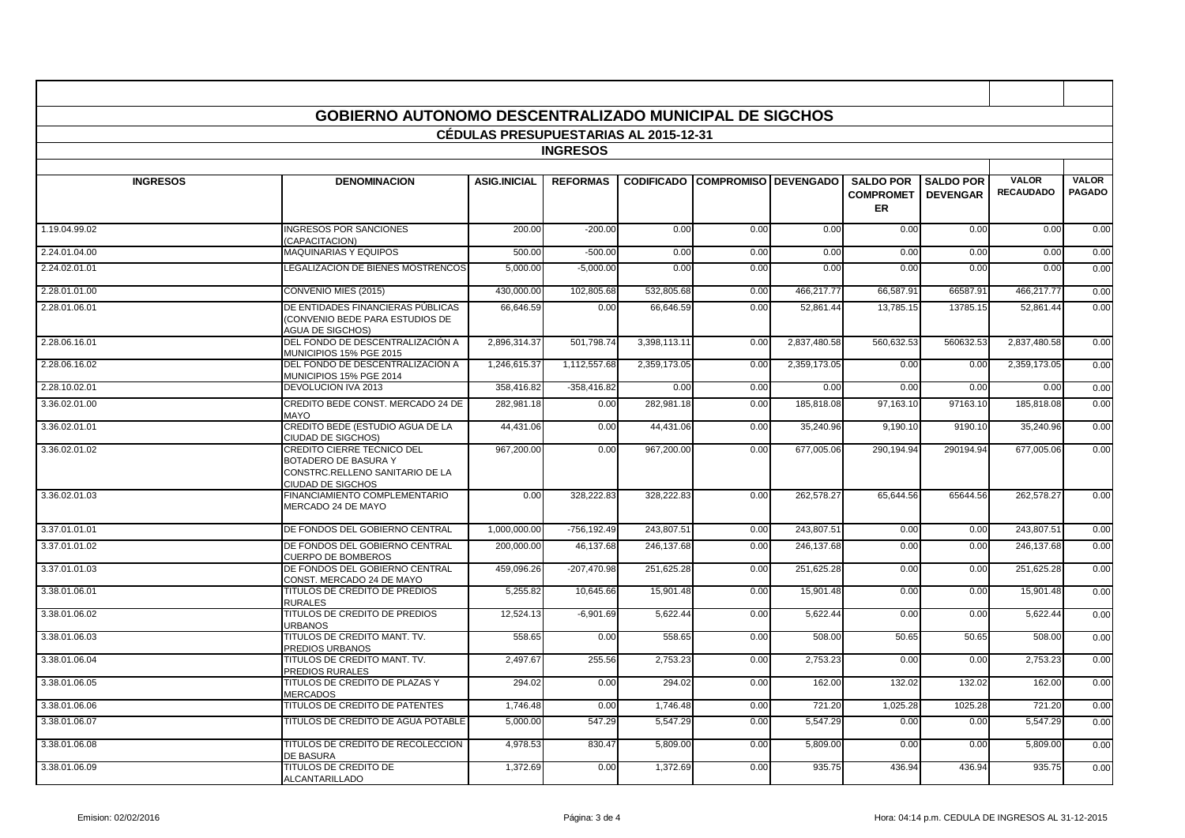# GOBIERNO AUTONOMO DESCENTRALIZADO MUNICIPAL DE SIGCHOS

## CÉDULAS PRESUPUESTARIAS AL 2015-12-31

### INGRESOS

| INGRESOS | DENOMINACION | ASIG.INICIAL | REFORMAS | CODIFICADO | COMPROMISO | DEVENGADO | SALDO POR COMPROMETER | SALDO POR DEVENGAR | VALOR RECAUDADO | VALOR PAGADO |
|---|---|---|---|---|---|---|---|---|---|---|
| 1.19.04.99.02 | INGRESOS POR SANCIONES (CAPACITACION) | 200.00 | -200.00 | 0.00 | 0.00 | 0.00 | 0.00 | 0.00 | 0.00 | 0.00 |
| 2.24.01.04.00 | MAQUINARIAS Y EQUIPOS | 500.00 | -500.00 | 0.00 | 0.00 | 0.00 | 0.00 | 0.00 | 0.00 | 0.00 |
| 2.24.02.01.01 | LEGALIZACION DE BIENES MOSTRENCOS | 5,000.00 | -5,000.00 | 0.00 | 0.00 | 0.00 | 0.00 | 0.00 | 0.00 | 0.00 |
| 2.28.01.01.00 | CONVENIO MIES (2015) | 430,000.00 | 102,805.68 | 532,805.68 | 0.00 | 466,217.77 | 66,587.91 | 66587.91 | 466,217.77 | 0.00 |
| 2.28.01.06.01 | DE ENTIDADES FINANCIERAS PÚBLICAS (CONVENIO BEDE PARA ESTUDIOS DE AGUA DE SIGCHOS) | 66,646.59 | 0.00 | 66,646.59 | 0.00 | 52,861.44 | 13,785.15 | 13785.15 | 52,861.44 | 0.00 |
| 2.28.06.16.01 | DEL FONDO DE DESCENTRALIZACIÓN A MUNICIPIOS 15% PGE 2015 | 2,896,314.37 | 501,798.74 | 3,398,113.11 | 0.00 | 2,837,480.58 | 560,632.53 | 560632.53 | 2,837,480.58 | 0.00 |
| 2.28.06.16.02 | DEL FONDO DE DESCENTRALIZACION A MUNICIPIOS 15% PGE 2014 | 1,246,615.37 | 1,112,557.68 | 2,359,173.05 | 0.00 | 2,359,173.05 | 0.00 | 0.00 | 2,359,173.05 | 0.00 |
| 2.28.10.02.01 | DEVOLUCION IVA 2013 | 358,416.82 | -358,416.82 | 0.00 | 0.00 | 0.00 | 0.00 | 0.00 | 0.00 | 0.00 |
| 3.36.02.01.00 | CREDITO BEDE CONST. MERCADO 24 DE MAYO | 282,981.18 | 0.00 | 282,981.18 | 0.00 | 185,818.08 | 97,163.10 | 97163.10 | 185,818.08 | 0.00 |
| 3.36.02.01.01 | CREDITO BEDE (ESTUDIO AGUA DE LA CIUDAD DE SIGCHOS) | 44,431.06 | 0.00 | 44,431.06 | 0.00 | 35,240.96 | 9,190.10 | 9190.10 | 35,240.96 | 0.00 |
| 3.36.02.01.02 | CREDITO CIERRE TECNICO DEL BOTADERO DE BASURA Y CONSTRC.RELLENO SANITARIO DE LA CIUDAD DE SIGCHOS | 967,200.00 | 0.00 | 967,200.00 | 0.00 | 677,005.06 | 290,194.94 | 290194.94 | 677,005.06 | 0.00 |
| 3.36.02.01.03 | FINANCIAMIENTO COMPLEMENTARIO MERCADO 24 DE MAYO | 0.00 | 328,222.83 | 328,222.83 | 0.00 | 262,578.27 | 65,644.56 | 65644.56 | 262,578.27 | 0.00 |
| 3.37.01.01.01 | DE FONDOS DEL GOBIERNO CENTRAL | 1,000,000.00 | -756,192.49 | 243,807.51 | 0.00 | 243,807.51 | 0.00 | 0.00 | 243,807.51 | 0.00 |
| 3.37.01.01.02 | DE FONDOS DEL GOBIERNO CENTRAL CUERPO DE BOMBEROS | 200,000.00 | 46,137.68 | 246,137.68 | 0.00 | 246,137.68 | 0.00 | 0.00 | 246,137.68 | 0.00 |
| 3.37.01.01.03 | DE FONDOS DEL GOBIERNO CENTRAL CONST. MERCADO 24 DE MAYO | 459,096.26 | -207,470.98 | 251,625.28 | 0.00 | 251,625.28 | 0.00 | 0.00 | 251,625.28 | 0.00 |
| 3.38.01.06.01 | TITULOS DE CREDITO DE PREDIOS RURALES | 5,255.82 | 10,645.66 | 15,901.48 | 0.00 | 15,901.48 | 0.00 | 0.00 | 15,901.48 | 0.00 |
| 3.38.01.06.02 | TITULOS DE CREDITO DE PREDIOS URBANOS | 12,524.13 | -6,901.69 | 5,622.44 | 0.00 | 5,622.44 | 0.00 | 0.00 | 5,622.44 | 0.00 |
| 3.38.01.06.03 | TITULOS DE CREDITO MANT. TV. PREDIOS URBANOS | 558.65 | 0.00 | 558.65 | 0.00 | 508.00 | 50.65 | 50.65 | 508.00 | 0.00 |
| 3.38.01.06.04 | TITULOS DE CREDITO MANT. TV. PREDIOS RURALES | 2,497.67 | 255.56 | 2,753.23 | 0.00 | 2,753.23 | 0.00 | 0.00 | 2,753.23 | 0.00 |
| 3.38.01.06.05 | TITULOS DE CREDITO DE PLAZAS Y MERCADOS | 294.02 | 0.00 | 294.02 | 0.00 | 162.00 | 132.02 | 132.02 | 162.00 | 0.00 |
| 3.38.01.06.06 | TITULOS DE CREDITO DE PATENTES | 1,746.48 | 0.00 | 1,746.48 | 0.00 | 721.20 | 1,025.28 | 1025.28 | 721.20 | 0.00 |
| 3.38.01.06.07 | TITULOS DE CREDITO DE AGUA POTABLE | 5,000.00 | 547.29 | 5,547.29 | 0.00 | 5,547.29 | 0.00 | 0.00 | 5,547.29 | 0.00 |
| 3.38.01.06.08 | TITULOS DE CREDITO DE RECOLECCION DE BASURA | 4,978.53 | 830.47 | 5,809.00 | 0.00 | 5,809.00 | 0.00 | 0.00 | 5,809.00 | 0.00 |
| 3.38.01.06.09 | TITULOS DE CREDITO DE ALCANTARILLADO | 1,372.69 | 0.00 | 1,372.69 | 0.00 | 935.75 | 436.94 | 436.94 | 935.75 | 0.00 |

Emision: 02/02/2016 Hora: 04:14 p.m. CEDULA DE INGRESOS AL 31-12-2015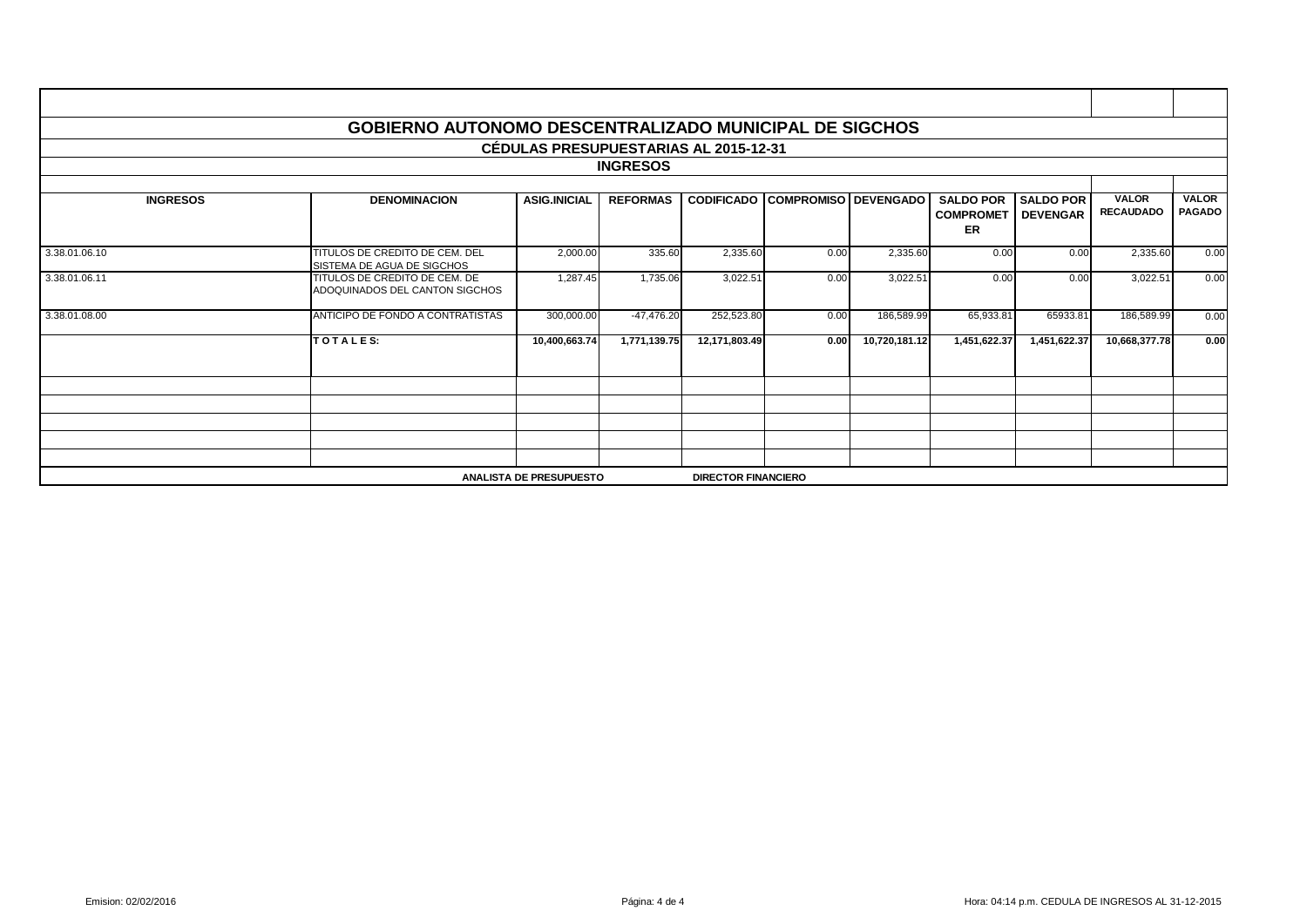# GOBIERNO AUTONOMO DESCENTRALIZADO MUNICIPAL DE SIGCHOS

## CÉDULAS PRESUPUESTARIAS AL 2015-12-31

### INGRESOS

| INGRESOS | DENOMINACION | ASIG.INICIAL | REFORMAS | CODIFICADO | COMPROMISO | DEVENGADO | SALDO POR COMPROMETER | SALDO POR DEVENGAR | VALOR RECAUDADO | VALOR PAGADO |
|---|---|---|---|---|---|---|---|---|---|---|
| 3.38.01.06.10 | TITULOS DE CREDITO DE CEM. DEL SISTEMA DE AGUA DE SIGCHOS | 2,000.00 | 335.60 | 2,335.60 | 0.00 | 2,335.60 | 0.00 | 0.00 | 2,335.60 | 0.00 |
| 3.38.01.06.11 | TITULOS DE CREDITO DE CEM. DE ADOQUINADOS DEL CANTON SIGCHOS | 1,287.45 | 1,735.06 | 3,022.51 | 0.00 | 3,022.51 | 0.00 | 0.00 | 3,022.51 | 0.00 |
| 3.38.01.08.00 | ANTICIPO DE FONDO A CONTRATISTAS | 300,000.00 | -47,476.20 | 252,523.80 | 0.00 | 186,589.99 | 65,933.81 | 65933.81 | 186,589.99 | 0.00 |
| | **T O T A L E S:** | **10,400,663.74** | **1,771,139.75** | **12,171,803.49** | **0.00** | **10,720,181.12** | **1,451,622.37** | **1,451,622.37** | **10,668,377.78** | **0.00** |

**ANALISTA DE PRESUPUESTO** **DIRECTOR FINANCIERO**

Emision: 02/02/2016 Hora: 04:14 p.m. CEDULA DE INGRESOS AL 31-12-2015